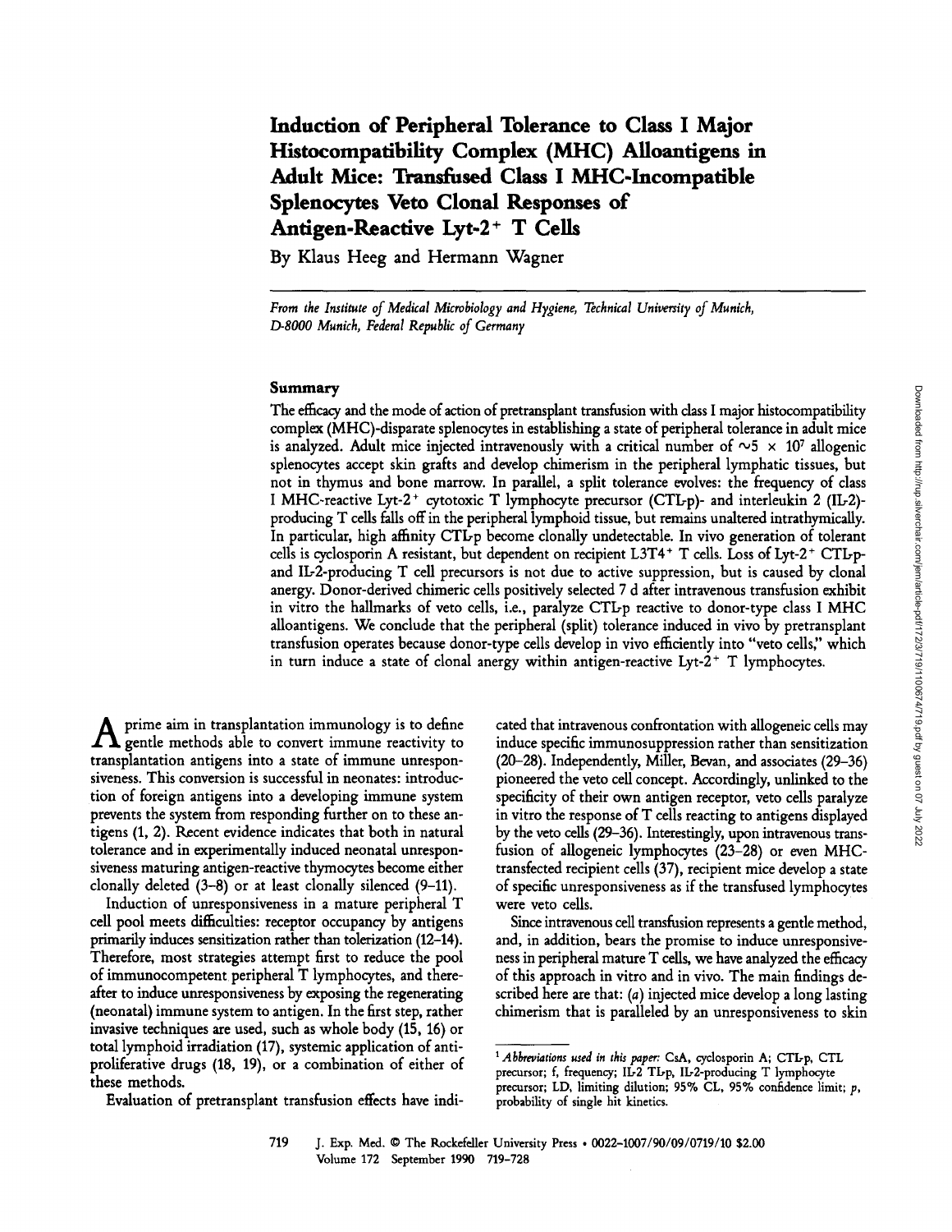# Induction of Peripheral Tolerance to Class I Major Histocompatibility Complex (MHC) Alloantigens in Adult Mice: Transfused Class I MHC-Incompatible Splenocytes Veto Clonal Responses of Antigen-Reactive Lyt-2$^+$ T Cells

By Klaus Heeg and Hermann Wagner

*From the Institute of Medical Microbiology and Hygiene, Technical University of Munich, D-8000 Munich, Federal Republic of Germany*

## Summary

The efficacy and the mode of action of pretransplant transfusion with class I major histocompatibility complex (MHC)-disparate splenocytes in establishing a state of peripheral tolerance in adult mice is analyzed. Adult mice injected intravenously with a critical number of $\sim 5 \times 10^7$ allogenic splenocytes accept skin grafts and develop chimerism in the peripheral lymphatic tissues, but not in thymus and bone marrow. In parallel, a split tolerance evolves: the frequency of class I MHC-reactive Lyt-2$^+$ cytotoxic T lymphocyte precursor (CTL-p)- and interleukin 2 (IL-2)-producing T cells falls off in the peripheral lymphoid tissue, but remains unaltered intrathymically. In particular, high affinity CTL-p become clonally undetectable. In vivo generation of tolerant cells is cyclosporin A resistant, but dependent on recipient L3T4$^+$ T cells. Loss of Lyt-2$^+$ CTL-p- and IL-2-producing T cell precursors is not due to active suppression, but is caused by clonal anergy. Donor-derived chimeric cells positively selected 7 d after intravenous transfusion exhibit in vitro the hallmarks of veto cells, i.e., paralyze CTL-p reactive to donor-type class I MHC alloantigens. We conclude that the peripheral (split) tolerance induced in vivo by pretransplant transfusion operates because donor-type cells develop in vivo efficiently into "veto cells," which in turn induce a state of clonal anergy within antigen-reactive Lyt-2$^+$ T lymphocytes.

A prime aim in transplantation immunology is to define gentle methods able to convert immune reactivity to transplantation antigens into a state of immune unresponsiveness. This conversion is successful in neonates: introduction of foreign antigens into a developing immune system prevents the system from responding further on to these antigens (1, 2). Recent evidence indicates that both in natural tolerance and in experimentally induced neonatal unresponsiveness maturing antigen-reactive thymocytes become either clonally deleted (3–8) or at least clonally silenced (9–11).

Induction of unresponsiveness in a mature peripheral T cell pool meets difficulties: receptor occupancy by antigens primarily induces sensitization rather than tolerization (12–14). Therefore, most strategies attempt first to reduce the pool of immunocompetent peripheral T lymphocytes, and thereafter to induce unresponsiveness by exposing the regenerating (neonatal) immune system to antigen. In the first step, rather invasive techniques are used, such as whole body (15, 16) or total lymphoid irradiation (17), systemic application of antiproliferative drugs (18, 19), or a combination of either of these methods.

Evaluation of pretransplant transfusion effects have indicated that intravenous confrontation with allogeneic cells may induce specific immunosuppression rather than sensitization (20–28). Independently, Miller, Bevan, and associates (29–36) pioneered the veto cell concept. Accordingly, unlinked to the specificity of their own antigen receptor, veto cells paralyze in vitro the response of T cells reacting to antigens displayed by the veto cells (29–36). Interestingly, upon intravenous transfusion of allogeneic lymphocytes (23–28) or even MHC-transfected recipient cells (37), recipient mice develop a state of specific unresponsiveness as if the transfused lymphocytes were veto cells.

Since intravenous cell transfusion represents a gentle method, and, in addition, bears the promise to induce unresponsiveness in peripheral mature T cells, we have analyzed the efficacy of this approach in vitro and in vivo. The main findings described here are that: (*a*) injected mice develop a long lasting chimerism that is paralleled by an unresponsiveness to skin

[1] *Abbreviations used in this paper:* CsA, cyclosporin A; CTL-p, CTL precursor; f, frequency; IL-2 TL-p, IL-2-producing T lymphocyte precursor; LD, limiting dilution; 95% CL, 95% confidence limit; *p*, probability of single hit kinetics.

J. Exp. Med. © The Rockefeller University Press • 0022-1007/90/09/0719/10 $2.00
Volume 172 September 1990 719–728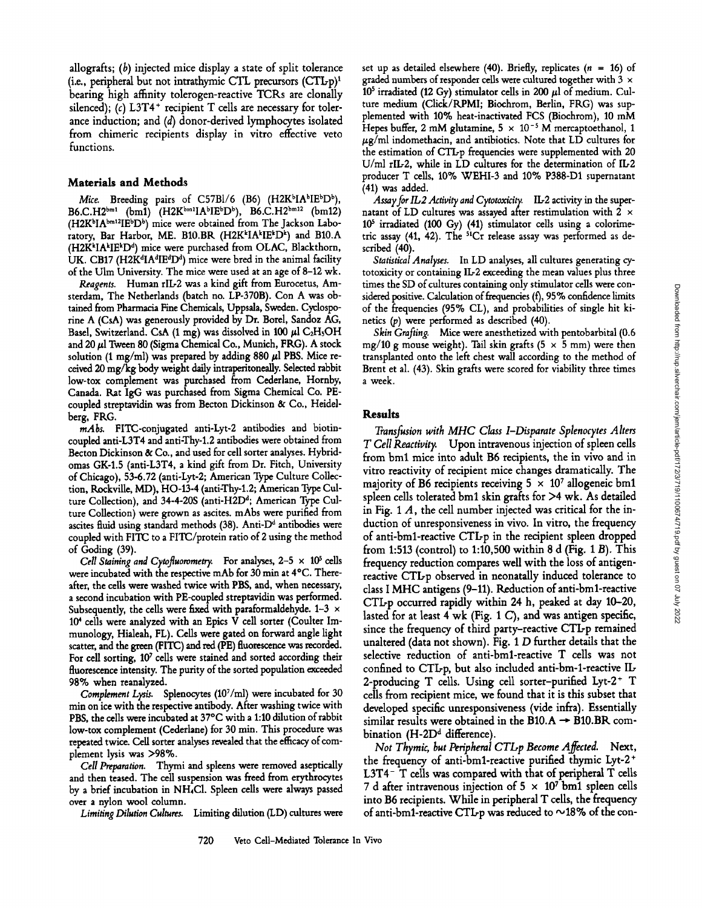allografts; (*b*) injected mice display a state of split tolerance (i.e., peripheral but not intrathymic CTL precursors (CTL-p)[1] bearing high affinity tolerogen-reactive TCRs are clonally silenced); (*c*) L3T4[+] recipient T cells are necessary for tolerance induction; and (*d*) donor-derived lymphocytes isolated from chimeric recipients display in vitro effective veto functions.

## Materials and Methods

*Mice.* Breeding pairs of C57Bl/6 (B6) (H2K$^{b}$IA$^{b}$IE$^{b}$D$^{b}$), B6.C.H2$^{bm1}$ (bm1) (H2K$^{bm1}$IA$^{b}$IE$^{b}$D$^{b}$), B6.C.H2$^{bm12}$ (bm12) (H2K$^{b}$IA$^{bm12}$IE$^{b}$D$^{b}$) mice were obtained from The Jackson Laboratory, Bar Harbor, ME. B10.BR (H2K$^{k}$IA$^{k}$IE$^{k}$D$^{k}$) and B10.A (H2K$^{k}$IA$^{k}$IE$^{k}$D$^{d}$) mice were purchased from OLAC, Blackthorn, UK. CB17 (H2K$^{d}$IA$^{d}$IE$^{d}$D$^{d}$) mice were bred in the animal facility of the Ulm University. The mice were used at an age of 8–12 wk.

*Reagents.* Human rIL-2 was a kind gift from Eurocetus, Amsterdam, The Netherlands (batch no. LP-370B). Con A was obtained from Pharmacia Fine Chemicals, Uppsala, Sweden. Cyclosporine A (CsA) was generously provided by Dr. Borel, Sandoz AG, Basel, Switzerland. CsA (1 mg) was dissolved in 100 μl $C_2H_5OH$ and 20 μl Tween 80 (Sigma Chemical Co., Munich, FRG). A stock solution (1 mg/ml) was prepared by adding 880 μl PBS. Mice received 20 mg/kg body weight daily intraperitoneally. Selected rabbit low-tox complement was purchased from Cederlane, Hornby, Canada. Rat IgG was purchased from Sigma Chemical Co. PE-coupled streptavidin was from Becton Dickinson & Co., Heidelberg, FRG.

*mAbs.* FITC-conjugated anti-Lyt-2 antibodies and biotin-coupled anti-L3T4 and anti-Thy-1.2 antibodies were obtained from Becton Dickinson & Co., and used for cell sorter analyses. Hybridomas GK-1.5 (anti-L3T4, a kind gift from Dr. Fitch, University of Chicago), 53-6.72 (anti-Lyt-2; American Type Culture Collection, Rockville, MD), HO-13-4 (anti-Thy-1.2; American Type Culture Collection), and 34-4-20S (anti-H2D$^{d}$; American Type Culture Collection) were grown as ascites. mAbs were purified from ascites fluid using standard methods (38). Anti-D$^{d}$ antibodies were coupled with FITC to a FITC/protein ratio of 2 using the method of Goding (39).

*Cell Staining and Cytofluorometry.* For analyses, 2–5 × $10^{5}$ cells were incubated with the respective mAb for 30 min at 4°C. Thereafter, the cells were washed twice with PBS, and, when necessary, a second incubation with PE-coupled streptavidin was performed. Subsequently, the cells were fixed with paraformaldehyde. 1–3 × $10^{4}$ cells were analyzed with an Epics V cell sorter (Coulter Immunology, Hialeah, FL). Cells were gated on forward angle light scatter, and the green (FITC) and red (PE) fluorescence was recorded. For cell sorting, $10^{7}$ cells were stained and sorted according their fluorescence intensity. The purity of the sorted population exceeded 98% when reanalyzed.

*Complement Lysis.* Splenocytes ($10^{7}$/ml) were incubated for 30 min on ice with the respective antibody. After washing twice with PBS, the cells were incubated at 37°C with a 1:10 dilution of rabbit low-tox complement (Cederlane) for 30 min. This procedure was repeated twice. Cell sorter analyses revealed that the efficacy of complement lysis was >98%.

*Cell Preparation.* Thymi and spleens were removed aseptically and then teased. The cell suspension was freed from erythrocytes by a brief incubation in $NH_4Cl$. Spleen cells were always passed over a nylon wool column.

*Limiting Dilution Cultures.* Limiting dilution (LD) cultures were set up as detailed elsewhere (40). Briefly, replicates ($n$ = 16) of graded numbers of responder cells were cultured together with 3 × $10^{5}$ irradiated (12 Gy) stimulator cells in 200 μl of medium. Culture medium (Click/RPMI; Biochrom, Berlin, FRG) was supplemented with 10% heat-inactivated FCS (Biochrom), 10 mM Hepes buffer, 2 mM glutamine, 5 × $10^{-5}$ M mercaptoethanol, 1 μg/ml indomethacin, and antibiotics. Note that LD cultures for the estimation of CTL-p frequencies were supplemented with 20 U/ml rIL-2, while in LD cultures for the determination of IL-2 producer T cells, 10% WEHI-3 and 10% P388-D1 supernatant (41) was added.

*Assay for IL-2 Activity and Cytotoxicity.* IL-2 activity in the supernatant of LD cultures was assayed after restimulation with 2 × $10^{5}$ irradiated (100 Gy) (41) stimulator cells using a colorimetric assay (41, 42). The $^{51}$Cr release assay was performed as described (40).

*Statistical Analyses.* In LD analyses, all cultures generating cytotoxicity or containing IL-2 exceeding the mean values plus three times the SD of cultures containing only stimulator cells were considered positive. Calculation of frequencies (f), 95% confidence limits of the frequencies (95% CL), and probabilities of single hit kinetics ($p$) were performed as described (40).

*Skin Grafting.* Mice were anesthetized with pentobarbital (0.6 mg/10 g mouse weight). Tail skin grafts (5 × 5 mm) were then transplanted onto the left chest wall according to the method of Brent et al. (43). Skin grafts were scored for viability three times a week.

## Results

*Transfusion with MHC Class I–Disparate Splenocytes Alters T Cell Reactivity.* Upon intravenous injection of spleen cells from bm1 mice into adult B6 recipients, the in vivo and in vitro reactivity of recipient mice changes dramatically. The majority of B6 recipients receiving 5 × $10^{7}$ allogeneic bm1 spleen cells tolerated bm1 skin grafts for >4 wk. As detailed in Fig. 1 *A*, the cell number injected was critical for the induction of unresponsiveness in vivo. In vitro, the frequency of anti-bm1-reactive CTL-p in the recipient spleen dropped from 1:513 (control) to 1:10,500 within 8 d (Fig. 1 *B*). This frequency reduction compares well with the loss of antigen-reactive CTL-p observed in neonatally induced tolerance to class I MHC antigens (9–11). Reduction of anti-bm1-reactive CTL-p occurred rapidly within 24 h, peaked at day 10–20, lasted for at least 4 wk (Fig. 1 *C*), and was antigen specific, since the frequency of third party–reactive CTL-p remained unaltered (data not shown). Fig. 1 *D* further details that the selective reduction of anti-bm1-reactive T cells was not confined to CTL-p, but also included anti-bm-1-reactive IL-2-producing T cells. Using cell sorter–purified Lyt-2[+] T cells from recipient mice, we found that it is this subset that developed specific unresponsiveness (vide infra). Essentially similar results were obtained in the B10.A → B10.BR combination (H-2D$^{d}$ difference).

*Not Thymic, but Peripheral CTL-p Become Affected.* Next, the frequency of anti-bm1-reactive purified thymic Lyt-2[+] L3T4[−] T cells was compared with that of peripheral T cells 7 d after intravenous injection of 5 × $10^{7}$ bm1 spleen cells into B6 recipients. While in peripheral T cells, the frequency of anti-bm1-reactive CTL-p was reduced to ~18% of the con-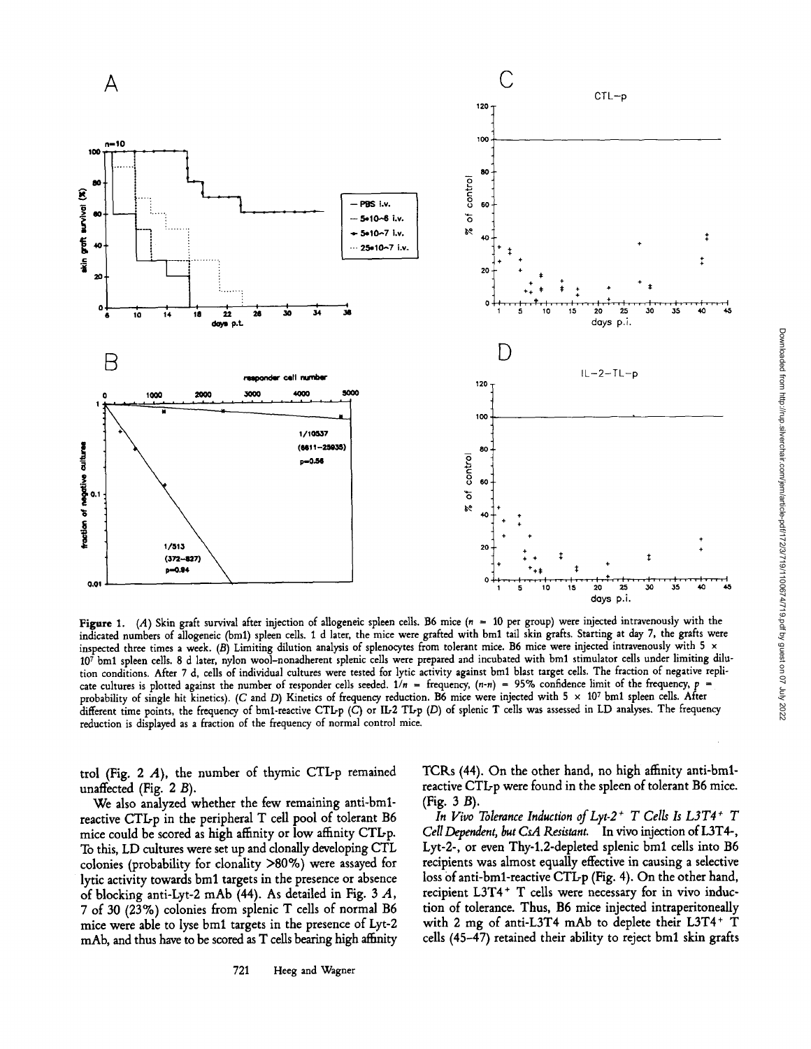**Figure 1.** (*A*) Skin graft survival after injection of allogeneic spleen cells. B6 mice ($n$ = 10 per group) were injected intravenously with the indicated numbers of allogeneic (bm1) spleen cells. 1 d later, the mice were grafted with bm1 tail skin grafts. Starting at day 7, the grafts were inspected three times a week. (*B*) Limiting dilution analysis of splenocytes from tolerant mice. B6 mice were injected intravenously with 5 × $10^7$ bm1 spleen cells. 8 d later, nylon wool–nonadherent splenic cells were prepared and incubated with bm1 stimulator cells under limiting dilution conditions. After 7 d, cells of individual cultures were tested for lytic activity against bm1 blast target cells. The fraction of negative replicate cultures is plotted against the number of responder cells seeded. $1/n$ = frequency, ($n$-$n$) = 95% confidence limit of the frequency, $p$ = probability of single hit kinetics). (*C* and *D*) Kinetics of frequency reduction. B6 mice were injected with 5 × $10^7$ bm1 spleen cells. After different time points, the frequency of bm1-reactive CTL-p (*C*) or IL-2 TL-p (*D*) of splenic T cells was assessed in LD analyses. The frequency reduction is displayed as a fraction of the frequency of normal control mice.

trol (Fig. 2 *A*), the number of thymic CTL-p remained unaffected (Fig. 2 *B*).

We also analyzed whether the few remaining anti-bm1-reactive CTL-p in the peripheral T cell pool of tolerant B6 mice could be scored as high affinity or low affinity CTL-p. To this, LD cultures were set up and clonally developing CTL colonies (probability for clonality >80%) were assayed for lytic activity towards bm1 targets in the presence or absence of blocking anti-Lyt-2 mAb (44). As detailed in Fig. 3 *A*, 7 of 30 (23%) colonies from splenic T cells of normal B6 mice were able to lyse bm1 targets in the presence of Lyt-2 mAb, and thus have to be scored as T cells bearing high affinity TCRs (44). On the other hand, no high affinity anti-bm1-reactive CTL-p were found in the spleen of tolerant B6 mice. (Fig. 3 *B*).

*In Vivo Tolerance Induction of Lyt-2⁺ T Cells Is L3T4⁺ T Cell Dependent, but CsA Resistant.* In vivo injection of L3T4-, Lyt-2-, or even Thy-1.2-depleted splenic bm1 cells into B6 recipients was almost equally effective in causing a selective loss of anti-bm1-reactive CTL-p (Fig. 4). On the other hand, recipient L3T4⁺ T cells were necessary for in vivo induction of tolerance. Thus, B6 mice injected intraperitoneally with 2 mg of anti-L3T4 mAb to deplete their L3T4⁺ T cells (45–47) retained their ability to reject bm1 skin grafts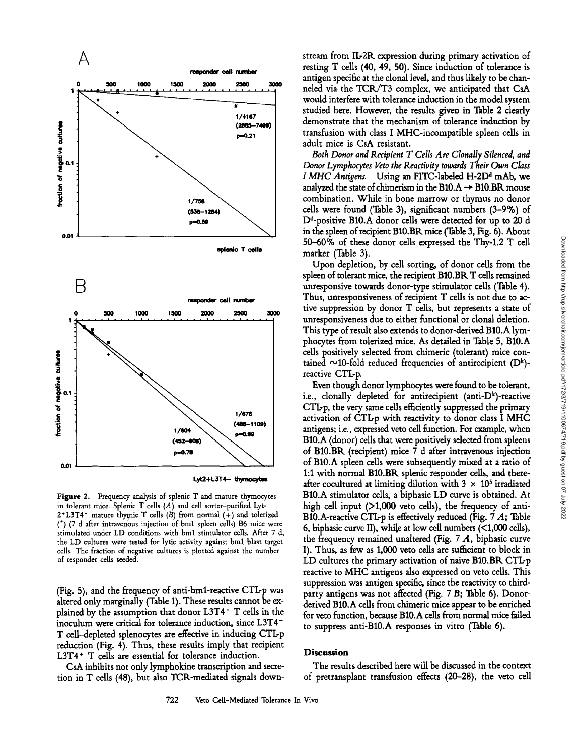Figure 2. Frequency analysis of splenic T and mature thymocytes in tolerant mice. Splenic T cells (A) and cell sorter-purified Lyt-2+L3T4− mature thymic T cells (B) from normal (+) and tolerized (*) (7 d after intravenous injection of bm1 spleen cells) B6 mice were stimulated under LD conditions with bm1 stimulator cells. After 7 d, the LD cultures were tested for lytic activity against bm1 blast target cells. The fraction of negative cultures is plotted against the number of responder cells seeded.

(Fig. 5), and the frequency of anti-bm1-reactive CTL-p was altered only marginally (Table 1). These results cannot be explained by the assumption that donor L3T4+ T cells in the inoculum were critical for tolerance induction, since L3T4+ T cell–depleted splenocytes are effective in inducing CTL-p reduction (Fig. 4). Thus, these results imply that recipient L3T4+ T cells are essential for tolerance induction.

CsA inhibits not only lymphokine transcription and secretion in T cells (48), but also TCR-mediated signals downstream from IL-2R expression during primary activation of resting T cells (40, 49, 50). Since induction of tolerance is antigen specific at the clonal level, and thus likely to be channeled via the TCR/T3 complex, we anticipated that CsA would interfere with tolerance induction in the model system studied here. However, the results given in Table 2 clearly demonstrate that the mechanism of tolerance induction by transfusion with class I MHC-incompatible spleen cells in adult mice is CsA resistant.

*Both Donor and Recipient T Cells Are Clonally Silenced, and Donor Lymphocytes Veto the Reactivity towards Their Own Class I MHC Antigens.* Using an FITC-labeled H-2D$^d$ mAb, we analyzed the state of chimerism in the B10.A → B10.BR mouse combination. While in bone marrow or thymus no donor cells were found (Table 3), significant numbers (3–9%) of D$^d$-positive B10.A donor cells were detected for up to 20 d in the spleen of recipient B10.BR mice (Table 3, Fig. 6). About 50–60% of these donor cells expressed the Thy-1.2 T cell marker (Table 3).

Upon depletion, by cell sorting, of donor cells from the spleen of tolerant mice, the recipient B10.BR T cells remained unresponsive towards donor-type stimulator cells (Table 4). Thus, unresponsiveness of recipient T cells is not due to active suppression by donor T cells, but represents a state of unresponsiveness due to either functional or clonal deletion. This type of result also extends to donor-derived B10.A lymphocytes from tolerized mice. As detailed in Table 5, B10.A cells positively selected from chimeric (tolerant) mice contained ~10-fold reduced frequencies of antirecipient (D$^k$)-reactive CTL-p.

Even though donor lymphocytes were found to be tolerant, i.e., clonally depleted for antirecipient (anti-D$^k$)-reactive CTL-p, the very same cells efficiently suppressed the primary activation of CTL-p with reactivity to donor class I MHC antigens; i.e., expressed veto cell function. For example, when B10.A (donor) cells that were positively selected from spleens of B10.BR (recipient) mice 7 d after intravenous injection of B10.A spleen cells were subsequently mixed at a ratio of 1:1 with normal B10.BR splenic responder cells, and thereafter cocultured at limiting dilution with $3 \times 10^5$ irradiated B10.A stimulator cells, a biphasic LD curve is obtained. At high cell input (>1,000 veto cells), the frequency of anti-B10.A-reactive CTL-p is effectively reduced (Fig. 7 *A*; Table 6, biphasic curve II), while at low cell numbers (<1,000 cells), the frequency remained unaltered (Fig. 7 *A*, biphasic curve I). Thus, as few as 1,000 veto cells are sufficient to block in LD cultures the primary activation of naive B10.BR CTL-p reactive to MHC antigens also expressed on veto cells. This suppression was antigen specific, since the reactivity to third-party antigens was not affected (Fig. 7 *B*; Table 6). Donor-derived B10.A cells from chimeric mice appear to be enriched for veto function, because B10.A cells from normal mice failed to suppress anti-B10.A responses in vitro (Table 6).

## Discussion

The results described here will be discussed in the context of pretransplant transfusion effects (20–28), the veto cell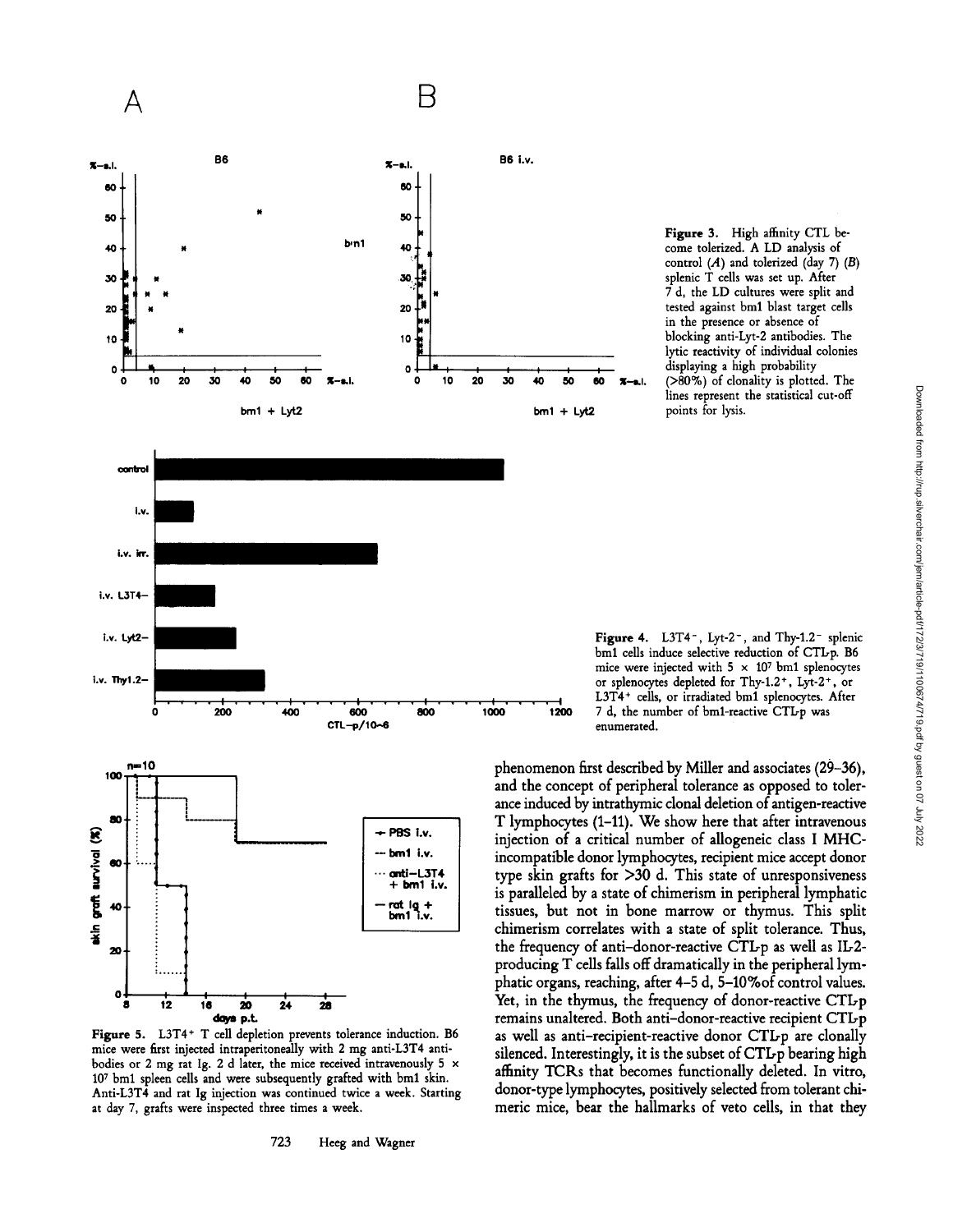**Figure 3.** High affinity CTL become tolerized. A LD analysis of control (*A*) and tolerized (day 7) (*B*) splenic T cells was set up. After 7 d, the LD cultures were split and tested against bm1 blast target cells in the presence or absence of blocking anti-Lyt-2 antibodies. The lytic reactivity of individual colonies displaying a high probability (>80%) of clonality is plotted. The lines represent the statistical cut-off points for lysis.

**Figure 4.** L3T4⁻, Lyt-2⁻, and Thy-1.2⁻ splenic bm1 cells induce selective reduction of CTL-p. B6 mice were injected with $5 \times 10^7$ bm1 splenocytes or splenocytes depleted for Thy-1.2⁺, Lyt-2⁺, or L3T4⁺ cells, or irradiated bm1 splenocytes. After 7 d, the number of bm1-reactive CTL-p was enumerated.

**Figure 5.** L3T4⁺ T cell depletion prevents tolerance induction. B6 mice were first injected intraperitoneally with 2 mg anti-L3T4 antibodies or 2 mg rat Ig. 2 d later, the mice received intravenously $5 \times 10^7$ bm1 spleen cells and were subsequently grafted with bm1 skin. Anti-L3T4 and rat Ig injection was continued twice a week. Starting at day 7, grafts were inspected three times a week.

phenomenon first described by Miller and associates (29–36), and the concept of peripheral tolerance as opposed to tolerance induced by intrathymic clonal deletion of antigen-reactive T lymphocytes (1–11). We show here that after intravenous injection of a critical number of allogeneic class I MHC-incompatible donor lymphocytes, recipient mice accept donor type skin grafts for >30 d. This state of unresponsiveness is paralleled by a state of chimerism in peripheral lymphatic tissues, but not in bone marrow or thymus. This split chimerism correlates with a state of split tolerance. Thus, the frequency of anti-donor-reactive CTL-p as well as IL-2-producing T cells falls off dramatically in the peripheral lymphatic organs, reaching, after 4–5 d, 5–10% of control values. Yet, in the thymus, the frequency of donor-reactive CTL-p remains unaltered. Both anti-donor-reactive recipient CTL-p as well as anti-recipient-reactive donor CTL-p are clonally silenced. Interestingly, it is the subset of CTL-p bearing high affinity TCRs that becomes functionally deleted. In vitro, donor-type lymphocytes, positively selected from tolerant chimeric mice, bear the hallmarks of veto cells, in that they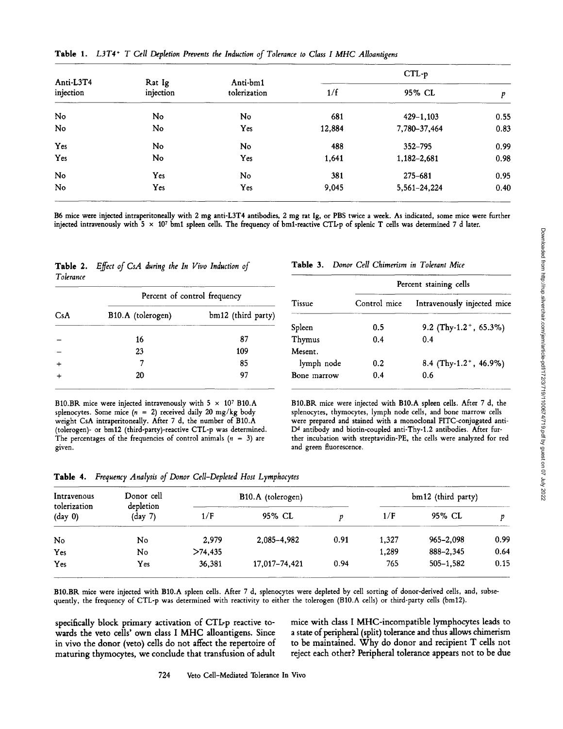**Table 1.** *L3T4⁺ T Cell Depletion Prevents the Induction of Tolerance to Class I MHC Alloantigens*

| Anti-L3T4 injection | Rat Ig injection | Anti-bm1 tolerization | CTL-p | | |
|---|---|---|---|---|---|
| | | | 1/f | 95% CL | $p$ |
| No | No | No | 681 | 429–1,103 | 0.55 |
| No | No | Yes | 12,884 | 7,780–37,464 | 0.83 |
| Yes | No | No | 488 | 352–795 | 0.99 |
| Yes | No | Yes | 1,641 | 1,182–2,681 | 0.98 |
| No | Yes | No | 381 | 275–681 | 0.95 |
| No | Yes | Yes | 9,045 | 5,561–24,224 | 0.40 |

B6 mice were injected intraperitoneally with 2 mg anti-L3T4 antibodies, 2 mg rat Ig, or PBS twice a week. As indicated, some mice were further injected intravenously with $5 \times 10^7$ bm1 spleen cells. The frequency of bm1-reactive CTL-p of splenic T cells was determined 7 d later.

**Table 2.** *Effect of CsA during the In Vivo Induction of Tolerance*

| CsA | Percent of control frequency | |
|---|---|---|
| | B10.A (tolerogen) | bm12 (third party) |
| – | 16 | 87 |
| – | 23 | 109 |
| + | 7 | 85 |
| + | 20 | 97 |

B10.BR mice were injected intravenously with $5 \times 10^7$ B10.A splenocytes. Some mice ($n$ = 2) received daily 20 mg/kg body weight CsA intraperitoneally. After 7 d, the number of B10.A (tolerogen)- or bm12 (third-party)-reactive CTL-p was determined. The percentages of the frequencies of control animals ($n$ = 3) are given.

**Table 3.** *Donor Cell Chimerism in Tolerant Mice*

| Tissue | Percent staining cells | |
|---|---|---|
| | Control mice | Intravenously injected mice |
| Spleen | 0.5 | 9.2 (Thy-1.2⁺, 65.3%) |
| Thymus | 0.4 | 0.4 |
| Mesent. lymph node | 0.2 | 8.4 (Thy-1.2⁺, 46.9%) |
| Bone marrow | 0.4 | 0.6 |

B10.BR mice were injected with B10.A spleen cells. After 7 d, the splenocytes, thymocytes, lymph node cells, and bone marrow cells were prepared and stained with a monoclonal FITC-conjugated anti-D[d] antibody and biotin-coupled anti-Thy-1.2 antibodies. After further incubation with streptavidin-PE, the cells were analyzed for red and green fluorescence.

**Table 4.** *Frequency Analysis of Donor Cell–Depleted Host Lymphocytes*

| Intravenous tolerization (day 0) | Donor cell depletion (day 7) | B10.A (tolerogen) | | | bm12 (third party) | | |
|---|---|---|---|---|---|---|---|
| | | 1/F | 95% CL | $p$ | 1/F | 95% CL | $p$ |
| No | No | 2,979 | 2,085–4,982 | 0.91 | 1,327 | 965–2,098 | 0.99 |
| Yes | No | >74,435 | | | 1,289 | 888–2,345 | 0.64 |
| Yes | Yes | 36,381 | 17,017–74,421 | 0.94 | 765 | 505–1,582 | 0.15 |

B10.BR mice were injected with B10.A spleen cells. After 7 d, splenocytes were depleted by cell sorting of donor-derived cells, and, subsequently, the frequency of CTL-p was determined with reactivity to either the tolerogen (B10.A cells) or third-party cells (bm12).

specifically block primary activation of CTL-p reactive towards the veto cells' own class I MHC alloantigens. Since in vivo the donor (veto) cells do not affect the repertoire of maturing thymocytes, we conclude that transfusion of adult mice with class I MHC-incompatible lymphocytes leads to a state of peripheral (split) tolerance and thus allows chimerism to be maintained. Why do donor and recipient T cells not reject each other? Peripheral tolerance appears not to be due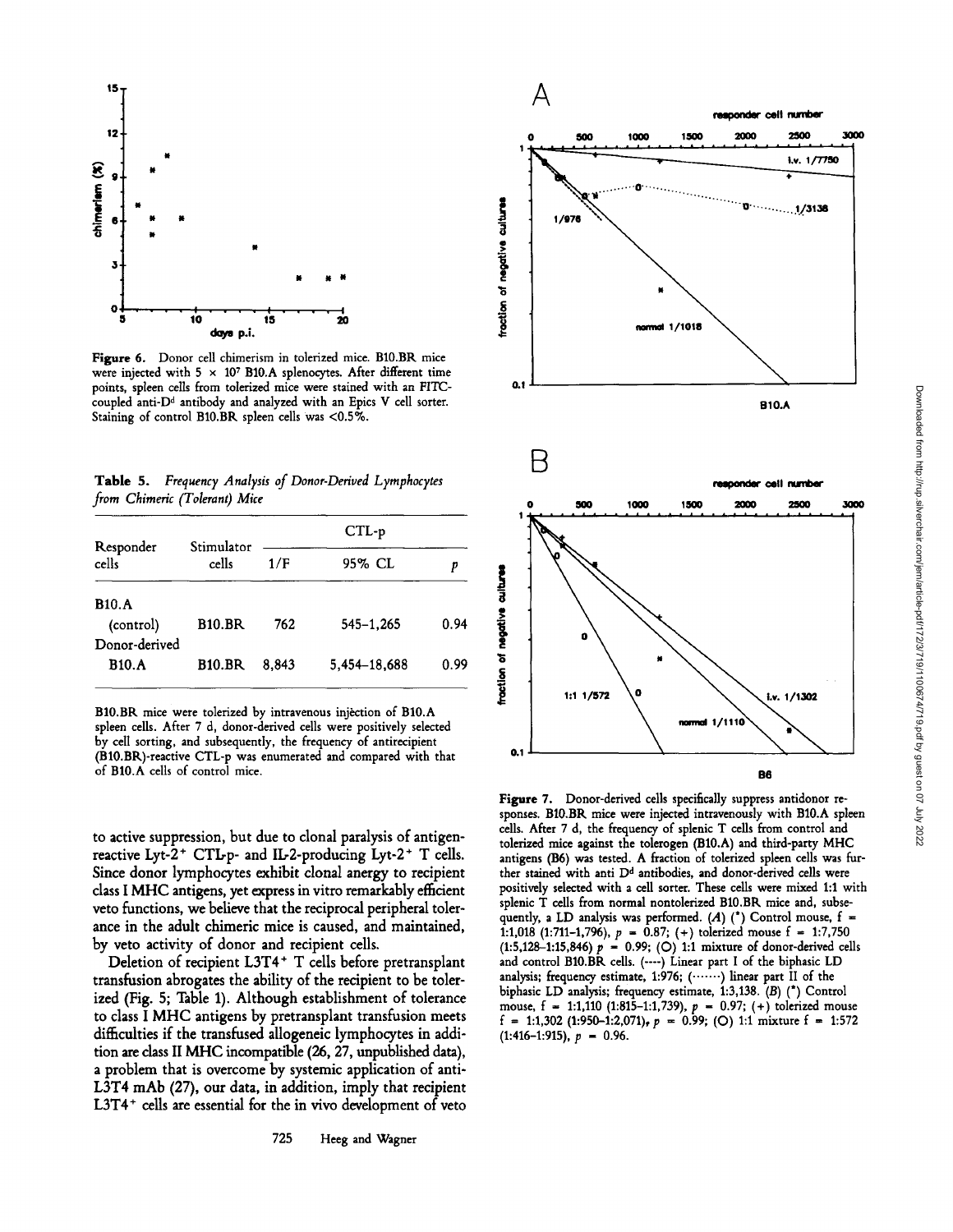Figure 6. Donor cell chimerism in tolerized mice. B10.BR mice were injected with $5 \times 10^7$ B10.A splenocytes. After different time points, spleen cells from tolerized mice were stained with an FITC-coupled anti-$D^d$ antibody and analyzed with an Epics V cell sorter. Staining of control B10.BR spleen cells was <0.5%.

**Table 5.** *Frequency Analysis of Donor-Derived Lymphocytes from Chimeric (Tolerant) Mice*

| Responder cells | Stimulator cells | CTL-p | | |
|---|---|---|---|---|
| | | 1/F | 95% CL | *p* |
| B10.A (control) | B10.BR | 762 | 545–1,265 | 0.94 |
| Donor-derived B10.A | B10.BR | 8,843 | 5,454–18,688 | 0.99 |

B10.BR mice were tolerized by intravenous injection of B10.A spleen cells. After 7 d, donor-derived cells were positively selected by cell sorting, and subsequently, the frequency of antirecipient (B10.BR)-reactive CTL-p was enumerated and compared with that of B10.A cells of control mice.

Figure 7. Donor-derived cells specifically suppress antidonor responses. B10.BR mice were injected intravenously with B10.A spleen cells. After 7 d, the frequency of splenic T cells from control and tolerized mice against the tolerogen (B10.A) and third-party MHC antigens (B6) was tested. A fraction of tolerized spleen cells was further stained with anti $D^d$ antibodies, and donor-derived cells were positively selected with a cell sorter. These cells were mixed 1:1 with splenic T cells from normal nontolerized B10.BR mice and, subsequently, a LD analysis was performed. (*A*) (*) Control mouse, f = 1:1,018 (1:711–1:1,796), *p* = 0.87; (+) tolerized mouse f = 1:7,750 (1:5,128–1:15,846) *p* = 0.99; (O) 1:1 mixture of donor-derived cells and control B10.BR cells. (----) Linear part I of the biphasic LD analysis; frequency estimate, 1:976; (·······) linear part II of the biphasic LD analysis; frequency estimate, 1:3,138. (*B*) (*) Control mouse, f = 1:1,110 (1:815–1:1,739), *p* = 0.97; (+) tolerized mouse f = 1:1,302 (1:950–1:2,071), *p* = 0.99; (O) 1:1 mixture f = 1:572 (1:416–1:915), *p* = 0.96.

to active suppression, but due to clonal paralysis of antigen-reactive Lyt-$2^+$ CTL-p- and IL-2-producing Lyt-$2^+$ T cells. Since donor lymphocytes exhibit clonal anergy to recipient class I MHC antigens, yet express in vitro remarkably efficient veto functions, we believe that the reciprocal peripheral tolerance in the adult chimeric mice is caused, and maintained, by veto activity of donor and recipient cells.

Deletion of recipient L3T$4^+$ T cells before pretransplant transfusion abrogates the ability of the recipient to be tolerized (Fig. 5; Table 1). Although establishment of tolerance to class I MHC antigens by pretransplant transfusion meets difficulties if the transfused allogeneic lymphocytes in addition are class II MHC incompatible (26, 27, unpublished data), a problem that is overcome by systemic application of anti-L3T4 mAb (27), our data, in addition, imply that recipient L3T$4^+$ cells are essential for the in vivo development of veto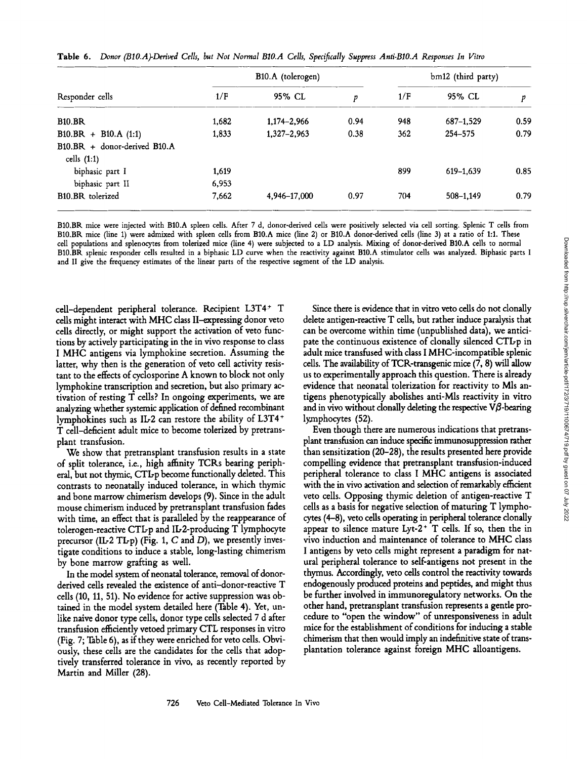**Table 6.** *Donor (B10.A)-Derived Cells, but Not Normal B10.A Cells, Specifically Suppress Anti-B10.A Responses In Vitro*

| Responder cells | B10.A (tolerogen) | | | bm12 (third party) | | |
|---|---|---|---|---|---|---|
| | 1/F | 95% CL | $p$ | 1/F | 95% CL | $p$ |
| B10.BR | 1,682 | 1,174–2,966 | 0.94 | 948 | 687–1,529 | 0.59 |
| B10.BR + B10.A (1:1) | 1,833 | 1,327–2,963 | 0.38 | 362 | 254–575 | 0.79 |
| B10.BR + donor-derived B10.A cells (1:1) | | | | | | |
| biphasic part I | 1,619 | | | 899 | 619–1,639 | 0.85 |
| biphasic part II | 6,953 | | | | | |
| B10.BR tolerized | 7,662 | 4,946–17,000 | 0.97 | 704 | 508–1,149 | 0.79 |

B10.BR mice were injected with B10.A spleen cells. After 7 d, donor-derived cells were positively selected via cell sorting. Splenic T cells from B10.BR mice (line 1) were admixed with spleen cells from B10.A mice (line 2) or B10.A donor-derived cells (line 3) at a ratio of 1:1. These cell populations and splenocytes from tolerized mice (line 4) were subjected to a LD analysis. Mixing of donor-derived B10.A cells to normal B10.BR splenic responder cells resulted in a biphasic LD curve when the reactivity against B10.A stimulator cells was analyzed. Biphasic parts I and II give the frequency estimates of the linear parts of the respective segment of the LD analysis.

cell–dependent peripheral tolerance. Recipient L3T4$^+$ T cells might interact with MHC class II–expressing donor veto cells directly, or might support the activation of veto functions by actively participating in the in vivo response to class I MHC antigens via lymphokine secretion. Assuming the latter, why then is the generation of veto cell activity resistant to the effects of cyclosporine A known to block not only lymphokine transcription and secretion, but also primary activation of resting T cells? In ongoing experiments, we are analyzing whether systemic application of defined recombinant lymphokines such as IL-2 can restore the ability of L3T4$^+$ T cell–deficient adult mice to become tolerized by pretransplant transfusion.

We show that pretransplant transfusion results in a state of split tolerance, i.e., high affinity TCRs bearing peripheral, but not thymic, CTL-p become functionally deleted. This contrasts to neonatally induced tolerance, in which thymic and bone marrow chimerism develops (9). Since in the adult mouse chimerism induced by pretransplant transfusion fades with time, an effect that is paralleled by the reappearance of tolerogen-reactive CTL-p and IL-2-producing T lymphocyte precursor (IL-2 TL-p) (Fig. 1, *C* and *D*), we presently investigate conditions to induce a stable, long-lasting chimerism by bone marrow grafting as well.

In the model system of neonatal tolerance, removal of donor-derived cells revealed the existence of anti–donor-reactive T cells (10, 11, 51). No evidence for active suppression was obtained in the model system detailed here (Table 4). Yet, unlike naive donor type cells, donor type cells selected 7 d after transfusion efficiently vetoed primary CTL responses in vitro (Fig. 7; Table 6), as if they were enriched for veto cells. Obviously, these cells are the candidates for the cells that adoptively transferred tolerance in vivo, as recently reported by Martin and Miller (28).

Since there is evidence that in vitro veto cells do not clonally delete antigen-reactive T cells, but rather induce paralysis that can be overcome within time (unpublished data), we anticipate the continuous existence of clonally silenced CTL-p in adult mice transfused with class I MHC-incompatible splenic cells. The availability of TCR-transgenic mice (7, 8) will allow us to experimentally approach this question. There is already evidence that neonatal tolerization for reactivity to Mls antigens phenotypically abolishes anti-Mls reactivity in vitro and in vivo without clonally deleting the respective V$\beta$-bearing lymphocytes (52).

Even though there are numerous indications that pretransplant transfusion can induce specific immunosuppression rather than sensitization (20–28), the results presented here provide compelling evidence that pretransplant transfusion-induced peripheral tolerance to class I MHC antigens is associated with the in vivo activation and selection of remarkably efficient veto cells. Opposing thymic deletion of antigen-reactive T cells as a basis for negative selection of maturing T lymphocytes (4–8), veto cells operating in peripheral tolerance clonally appear to silence mature Lyt-2$^+$ T cells. If so, then the in vivo induction and maintenance of tolerance to MHC class I antigens by veto cells might represent a paradigm for natural peripheral tolerance to self-antigens not present in the thymus. Accordingly, veto cells control the reactivity towards endogenously produced proteins and peptides, and might thus be further involved in immunoregulatory networks. On the other hand, pretransplant transfusion represents a gentle procedure to "open the window" of unresponsiveness in adult mice for the establishment of conditions for inducing a stable chimerism that then would imply an indefinitive state of transplantation tolerance against foreign MHC alloantigens.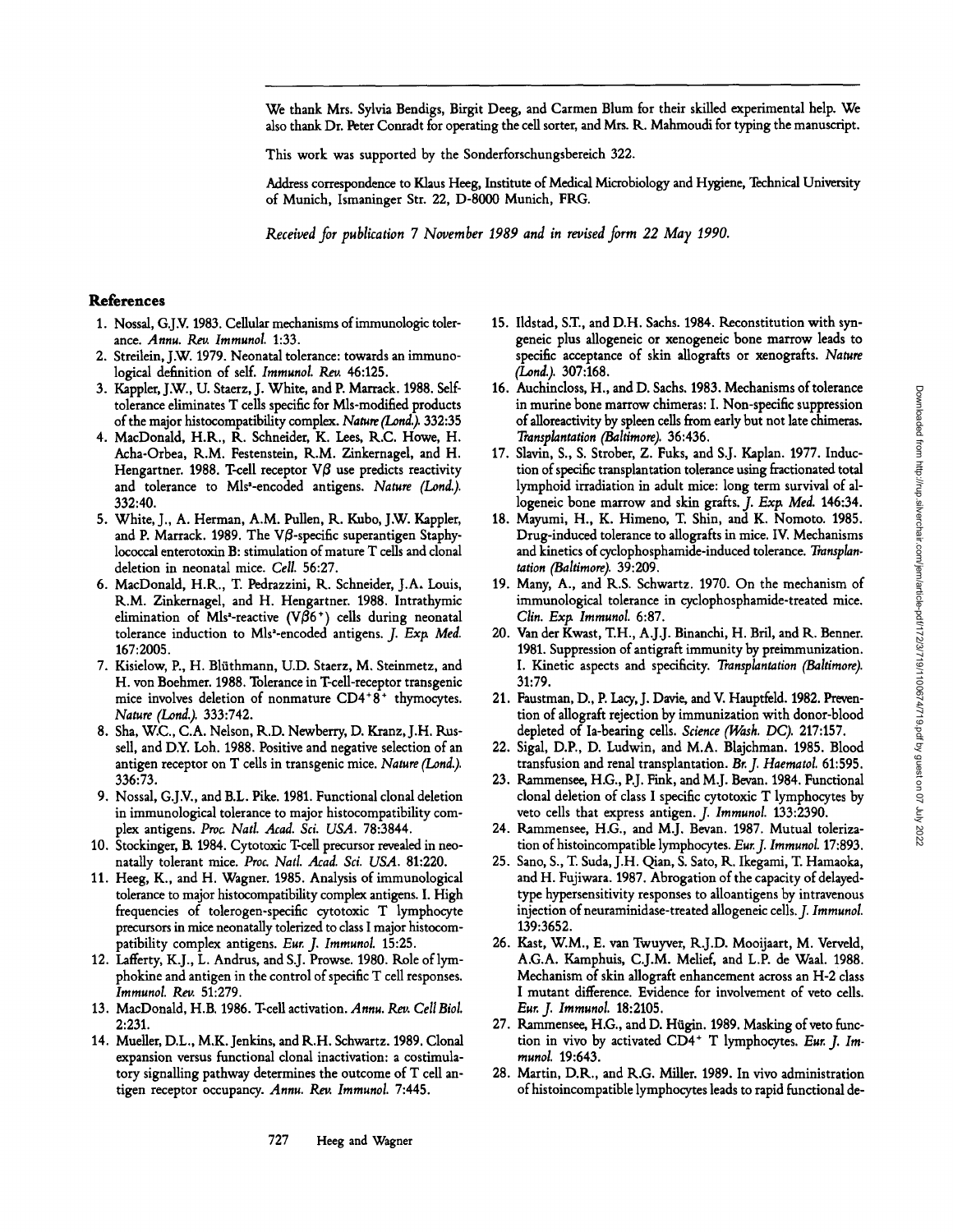We thank Mrs. Sylvia Bendigs, Birgit Deeg, and Carmen Blum for their skilled experimental help. We also thank Dr. Peter Conradt for operating the cell sorter, and Mrs. R. Mahmoudi for typing the manuscript.

This work was supported by the Sonderforschungsbereich 322.

Address correspondence to Klaus Heeg, Institute of Medical Microbiology and Hygiene, Technical University of Munich, Ismaninger Str. 22, D-8000 Munich, FRG.

*Received for publication 7 November 1989 and in revised form 22 May 1990.*

## References

1. Nossal, G.J.V. 1983. Cellular mechanisms of immunologic tolerance. *Annu. Rev. Immunol.* 1:33.
2. Streilein, J.W. 1979. Neonatal tolerance: towards an immunological definition of self. *Immunol. Rev.* 46:125.
3. Kappler, J.W., U. Staerz, J. White, and P. Marrack. 1988. Self-tolerance eliminates T cells specific for Mls-modified products of the major histocompatibility complex. *Nature (Lond.).* 332:35
4. MacDonald, H.R., R. Schneider, K. Lees, R.C. Howe, H. Acha-Orbea, R.M. Festenstein, R.M. Zinkernagel, and H. Hengartner. 1988. T-cell receptor $V\beta$ use predicts reactivity and tolerance to Mls$^a$-encoded antigens. *Nature (Lond.).* 332:40.
5. White, J., A. Herman, A.M. Pullen, R. Kubo, J.W. Kappler, and P. Marrack. 1989. The $V\beta$-specific superantigen Staphylococcal enterotoxin B: stimulation of mature T cells and clonal deletion in neonatal mice. *Cell.* 56:27.
6. MacDonald, H.R., T. Pedrazzini, R. Schneider, J.A. Louis, R.M. Zinkernagel, and H. Hengartner. 1988. Intrathymic elimination of Mls$^a$-reactive ($V\beta6^+$) cells during neonatal tolerance induction to Mls$^a$-encoded antigens. *J. Exp. Med.* 167:2005.
7. Kisielow, P., H. Blüthmann, U.D. Staerz, M. Steinmetz, and H. von Boehmer. 1988. Tolerance in T-cell-receptor transgenic mice involves deletion of nonmature $CD4^+8^+$ thymocytes. *Nature (Lond.).* 333:742.
8. Sha, W.C., C.A. Nelson, R.D. Newberry, D. Kranz, J.H. Russell, and D.Y. Loh. 1988. Positive and negative selection of an antigen receptor on T cells in transgenic mice. *Nature (Lond.).* 336:73.
9. Nossal, G.J.V., and B.L. Pike. 1981. Functional clonal deletion in immunological tolerance to major histocompatibility complex antigens. *Proc. Natl. Acad. Sci. USA.* 78:3844.
10. Stockinger, B. 1984. Cytotoxic T-cell precursor revealed in neonatally tolerant mice. *Proc. Natl. Acad. Sci. USA.* 81:220.
11. Heeg, K., and H. Wagner. 1985. Analysis of immunological tolerance to major histocompatibility complex antigens. I. High frequencies of tolerogen-specific cytotoxic T lymphocyte precursors in mice neonatally tolerized to class I major histocompatibility complex antigens. *Eur. J. Immunol.* 15:25.
12. Lafferty, K.J., L. Andrus, and S.J. Prowse. 1980. Role of lymphokine and antigen in the control of specific T cell responses. *Immunol. Rev.* 51:279.
13. MacDonald, H.B. 1986. T-cell activation. *Annu. Rev. Cell Biol.* 2:231.
14. Mueller, D.L., M.K. Jenkins, and R.H. Schwartz. 1989. Clonal expansion versus functional clonal inactivation: a costimulatory signalling pathway determines the outcome of T cell antigen receptor occupancy. *Annu. Rev. Immunol.* 7:445.
15. Ildstad, S.T., and D.H. Sachs. 1984. Reconstitution with syngeneic plus allogeneic or xenogeneic bone marrow leads to specific acceptance of skin allografts or xenografts. *Nature (Lond.).* 307:168.
16. Auchincloss, H., and D. Sachs. 1983. Mechanisms of tolerance in murine bone marrow chimeras: I. Non-specific suppression of alloreactivity by spleen cells from early but not late chimeras. *Transplantation (Baltimore).* 36:436.
17. Slavin, S., S. Strober, Z. Fuks, and S.J. Kaplan. 1977. Induction of specific transplantation tolerance using fractionated total lymphoid irradiation in adult mice: long term survival of allogeneic bone marrow and skin grafts. *J. Exp. Med.* 146:34.
18. Mayumi, H., K. Himeno, T. Shin, and K. Nomoto. 1985. Drug-induced tolerance to allografts in mice. IV. Mechanisms and kinetics of cyclophosphamide-induced tolerance. *Transplantation (Baltimore).* 39:209.
19. Many, A., and R.S. Schwartz. 1970. On the mechanism of immunological tolerance in cyclophosphamide-treated mice. *Clin. Exp. Immunol.* 6:87.
20. Van der Kwast, T.H., A.J.J. Binanchi, H. Bril, and R. Benner. 1981. Suppression of antigraft immunity by preimmunization. I. Kinetic aspects and specificity. *Transplantation (Baltimore).* 31:79.
21. Faustman, D., P. Lacy, J. Davie, and V. Hauptfeld. 1982. Prevention of allograft rejection by immunization with donor-blood depleted of Ia-bearing cells. *Science (Wash. DC).* 217:157.
22. Sigal, D.P., D. Ludwin, and M.A. Blajchman. 1985. Blood transfusion and renal transplantation. *Br. J. Haematol.* 61:595.
23. Rammensee, H.G., P.J. Fink, and M.J. Bevan. 1984. Functional clonal deletion of class I specific cytotoxic T lymphocytes by veto cells that express antigen. *J. Immunol.* 133:2390.
24. Rammensee, H.G., and M.J. Bevan. 1987. Mutual tolerization of histoincompatible lymphocytes. *Eur. J. Immunol.* 17:893.
25. Sano, S., T. Suda, J.H. Qian, S. Sato, R. Ikegami, T. Hamaoka, and H. Fujiwara. 1987. Abrogation of the capacity of delayed-type hypersensitivity responses to alloantigens by intravenous injection of neuraminidase-treated allogeneic cells. *J. Immunol.* 139:3652.
26. Kast, W.M., E. van Twuyver, R.J.D. Mooijaart, M. Verveld, A.G.A. Kamphuis, C.J.M. Melief, and L.P. de Waal. 1988. Mechanism of skin allograft enhancement across an H-2 class I mutant difference. Evidence for involvement of veto cells. *Eur. J. Immunol.* 18:2105.
27. Rammensee, H.G., and D. Hügin. 1989. Masking of veto function in vivo by activated $CD4^+$ T lymphocytes. *Eur. J. Immunol.* 19:643.
28. Martin, D.R., and R.G. Miller. 1989. In vivo administration of histoincompatible lymphocytes leads to rapid functional de-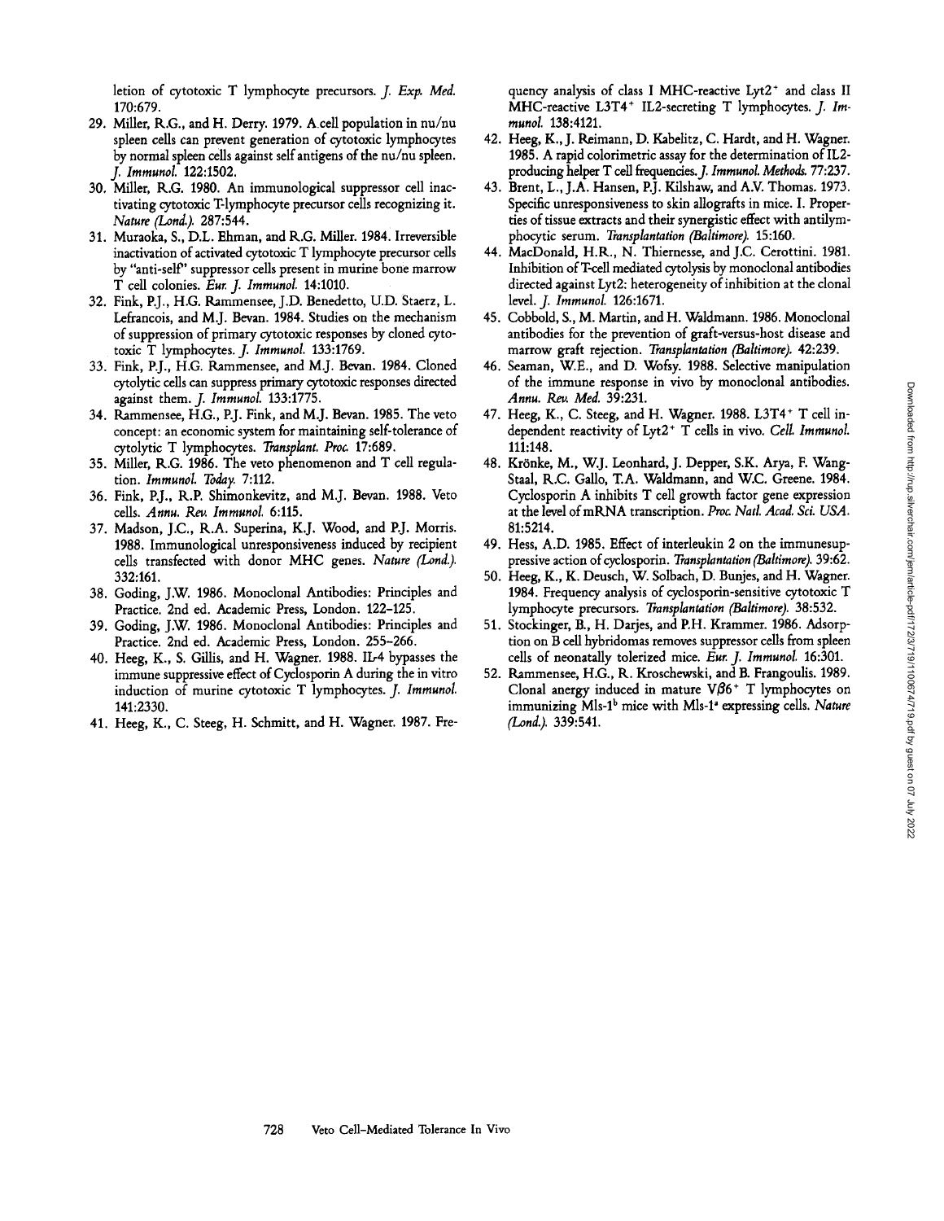letion of cytotoxic T lymphocyte precursors. *J. Exp. Med.* 170:679.

29. Miller, R.G., and H. Derry. 1979. A cell population in nu/nu spleen cells can prevent generation of cytotoxic lymphocytes by normal spleen cells against self antigens of the nu/nu spleen. *J. Immunol.* 122:1502.
30. Miller, R.G. 1980. An immunological suppressor cell inactivating cytotoxic T-lymphocyte precursor cells recognizing it. *Nature (Lond.).* 287:544.
31. Muraoka, S., D.L. Ehman, and R.G. Miller. 1984. Irreversible inactivation of activated cytotoxic T lymphocyte precursor cells by "anti-self" suppressor cells present in murine bone marrow T cell colonies. *Eur. J. Immunol.* 14:1010.
32. Fink, P.J., H.G. Rammensee, J.D. Benedetto, U.D. Staerz, L. Lefrancois, and M.J. Bevan. 1984. Studies on the mechanism of suppression of primary cytotoxic responses by cloned cytotoxic T lymphocytes. *J. Immunol.* 133:1769.
33. Fink, P.J., H.G. Rammensee, and M.J. Bevan. 1984. Cloned cytolytic cells can suppress primary cytotoxic responses directed against them. *J. Immunol.* 133:1775.
34. Rammensee, H.G., P.J. Fink, and M.J. Bevan. 1985. The veto concept: an economic system for maintaining self-tolerance of cytolytic T lymphocytes. *Transplant. Proc.* 17:689.
35. Miller, R.G. 1986. The veto phenomenon and T cell regulation. *Immunol. Today.* 7:112.
36. Fink, P.J., R.P. Shimonkevitz, and M.J. Bevan. 1988. Veto cells. *Annu. Rev. Immunol.* 6:115.
37. Madson, J.C., R.A. Superina, K.J. Wood, and P.J. Morris. 1988. Immunological unresponsiveness induced by recipient cells transfected with donor MHC genes. *Nature (Lond.).* 332:161.
38. Goding, J.W. 1986. Monoclonal Antibodies: Principles and Practice. 2nd ed. Academic Press, London. 122–125.
39. Goding, J.W. 1986. Monoclonal Antibodies: Principles and Practice. 2nd ed. Academic Press, London. 255–266.
40. Heeg, K., S. Gillis, and H. Wagner. 1988. IL-4 bypasses the immune suppressive effect of Cyclosporin A during the in vitro induction of murine cytotoxic T lymphocytes. *J. Immunol.* 141:2330.
41. Heeg, K., C. Steeg, H. Schmitt, and H. Wagner. 1987. Frequency analysis of class I MHC-reactive Lyt2$^+$ and class II MHC-reactive L3T4$^+$ IL2-secreting T lymphocytes. *J. Immunol.* 138:4121.
42. Heeg, K., J. Reimann, D. Kabelitz, C. Hardt, and H. Wagner. 1985. A rapid colorimetric assay for the determination of IL2-producing helper T cell frequencies. *J. Immunol. Methods.* 77:237.
43. Brent, L., J.A. Hansen, P.J. Kilshaw, and A.V. Thomas. 1973. Specific unresponsiveness to skin allografts in mice. I. Properties of tissue extracts and their synergistic effect with antilymphocytic serum. *Transplantation (Baltimore).* 15:160.
44. MacDonald, H.R., N. Thiernesse, and J.C. Cerottini. 1981. Inhibition of T-cell mediated cytolysis by monoclonal antibodies directed against Lyt2: heterogeneity of inhibition at the clonal level. *J. Immunol.* 126:1671.
45. Cobbold, S., M. Martin, and H. Waldmann. 1986. Monoclonal antibodies for the prevention of graft-versus-host disease and marrow graft rejection. *Transplantation (Baltimore).* 42:239.
46. Seaman, W.E., and D. Wofsy. 1988. Selective manipulation of the immune response in vivo by monoclonal antibodies. *Annu. Rev. Med.* 39:231.
47. Heeg, K., C. Steeg, and H. Wagner. 1988. L3T4$^+$ T cell independent reactivity of Lyt2$^+$ T cells in vivo. *Cell. Immunol.* 111:148.
48. Krönke, M., W.J. Leonhard, J. Depper, S.K. Arya, F. Wang-Staal, R.C. Gallo, T.A. Waldmann, and W.C. Greene. 1984. Cyclosporin A inhibits T cell growth factor gene expression at the level of mRNA transcription. *Proc. Natl. Acad. Sci. USA.* 81:5214.
49. Hess, A.D. 1985. Effect of interleukin 2 on the immunesuppressive action of cyclosporin. *Transplantation (Baltimore).* 39:62.
50. Heeg, K., K. Deusch, W. Solbach, D. Bunjes, and H. Wagner. 1984. Frequency analysis of cyclosporin-sensitive cytotoxic T lymphocyte precursors. *Transplantation (Baltimore).* 38:532.
51. Stockinger, B., H. Darjes, and P.H. Krammer. 1986. Adsorption on B cell hybridomas removes suppressor cells from spleen cells of neonatally tolerized mice. *Eur. J. Immunol.* 16:301.
52. Rammensee, H.G., R. Kroschewski, and B. Frangoulis. 1989. Clonal anergy induced in mature V$\beta$6$^+$ T lymphocytes on immunizing Mls-1$^b$ mice with Mls-1$^a$ expressing cells. *Nature (Lond.).* 339:541.